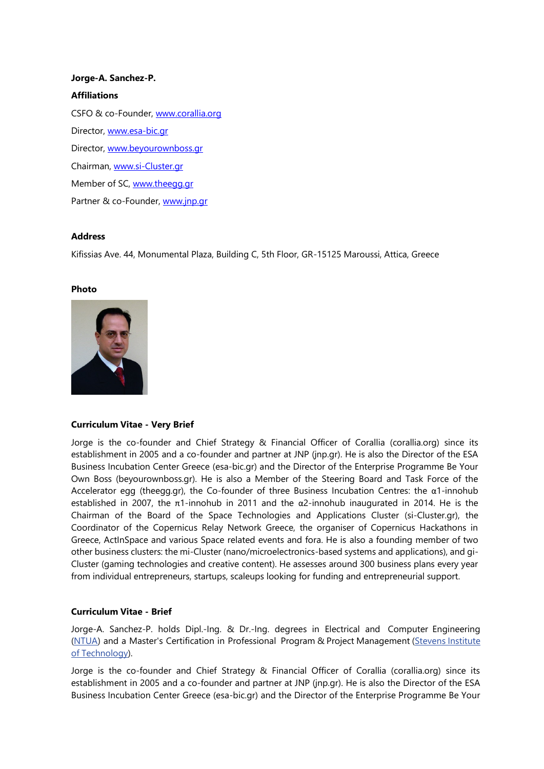**Jorge-A. Sanchez-P.**

**Affiliations**

CSFO & co-Founder, [www.corallia.org](http://www.corallia.org)

Director, [www.esa-bic.gr](http://www.esa-bic.gr)

Director, [www.beyourownboss.gr](http://www.beyourownboss.gr)

Chairman, [www.si-Cluster.gr](http://www.si-Cluster.gr)

Member of SC, [www.theegg.gr](http://www.theegg.gr)

Partner & co-Founder, [www.jnp.gr](http://www.jnp.gr)

**Address**

Kifissias Ave. 44, Monumental Plaza, Building C, 5th Floor, GR-15125 Maroussi, Attica, Greece

**Photo**

**Curriculum Vitae - Very Brief**

Jorge is the co-founder and Chief Strategy & Financial Officer of Corallia (corallia.org) since its establishment in 2005 and a co-founder and partner at JNP (jnp.gr). He is also the Director of the ESA Business Incubation Center Greece (esa-bic.gr) and the Director of the Enterprise Programme Be Your Own Boss (beyourownboss.gr). He is also a Member of the Steering Board and Task Force of the Accelerator egg (theegg.gr), the Co-founder of three Business Incubation Centres: the α1-innohub established in 2007, the π1-innohub in 2011 and the α2-innohub inaugurated in 2014. He is the Chairman of the Board of the Space Technologies and Applications Cluster (si-Cluster.gr), the Coordinator of the Copernicus Relay Network Greece, the organiser of Copernicus Hackathons in Greece, ActInSpace and various Space related events and fora. He is also a founding member of two other business clusters: the mi-Cluster (nano/microelectronics-based systems and applications), and gi-Cluster (gaming technologies and creative content). He assesses around 300 business plans every year from individual entrepreneurs, startups, scaleups looking for funding and entrepreneurial support.

**Curriculum Vitae - Brief**

Jorge-A. Sanchez-P. holds Dipl.-Ing. & Dr.-Ing. degrees in Electrical and Computer Engineering (NTUA) and a Master's Certification in Professional Program & Project Management (Stevens Institute of Technology).

Jorge is the co-founder and Chief Strategy & Financial Officer of Corallia (corallia.org) since its establishment in 2005 and a co-founder and partner at JNP (jnp.gr). He is also the Director of the ESA Business Incubation Center Greece (esa-bic.gr) and the Director of the Enterprise Programme Be Your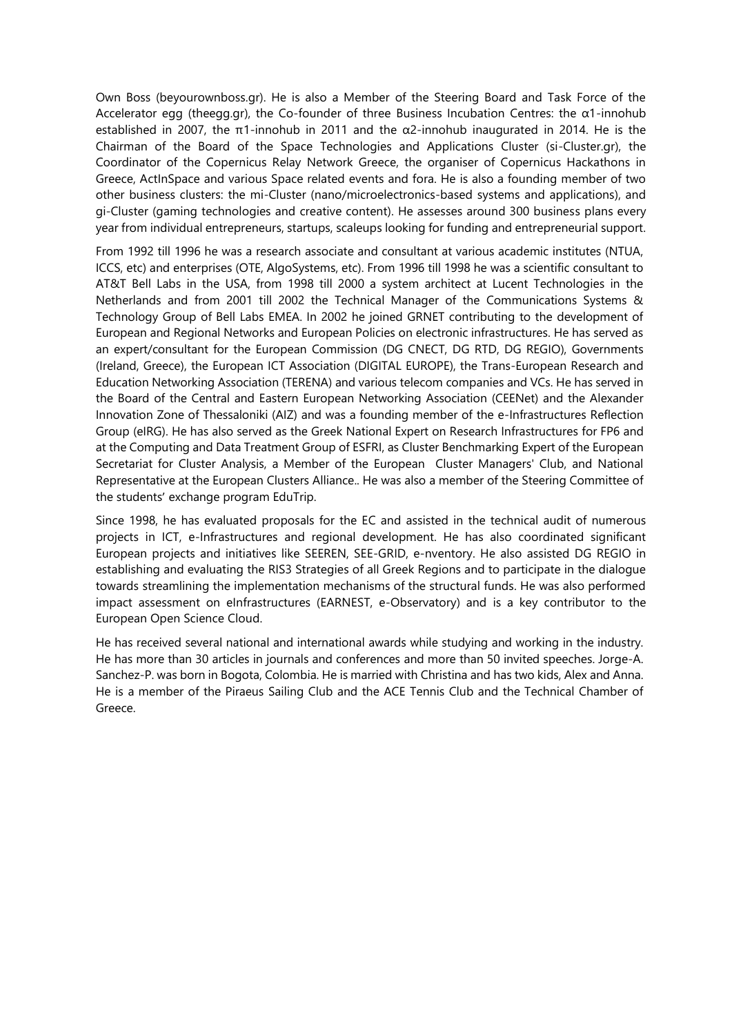Own Boss (beyourownboss.gr). He is also a Member of the Steering Board and Task Force of the Accelerator egg (theegg.gr), the Co-founder of three Business Incubation Centres: the α1-innohub established in 2007, the π1-innohub in 2011 and the α2-innohub inaugurated in 2014. He is the Chairman of the Board of the Space Technologies and Applications Cluster (si-Cluster.gr), the Coordinator of the Copernicus Relay Network Greece, the organiser of Copernicus Hackathons in Greece, ActInSpace and various Space related events and fora. He is also a founding member of two other business clusters: the mi-Cluster (nano/microelectronics-based systems and applications), and gi-Cluster (gaming technologies and creative content). He assesses around 300 business plans every year from individual entrepreneurs, startups, scaleups looking for funding and entrepreneurial support.

From 1992 till 1996 he was a research associate and consultant at various academic institutes (NTUA, ICCS, etc) and enterprises (OTE, AlgoSystems, etc). From 1996 till 1998 he was a scientific consultant to AT&T Bell Labs in the USA, from 1998 till 2000 a system architect at Lucent Technologies in the Netherlands and from 2001 till 2002 the Technical Manager of the Communications Systems & Technology Group of Bell Labs EMEA. In 2002 he joined GRNET contributing to the development of European and Regional Networks and European Policies on electronic infrastructures. He has served as an expert/consultant for the European Commission (DG CNECT, DG RTD, DG REGIO), Governments (Ireland, Greece), the European ICT Association (DIGITAL EUROPE), the Trans-European Research and Education Networking Association (TERENA) and various telecom companies and VCs. He has served in the Board of the Central and Eastern European Networking Association (CEENet) and the Alexander Innovation Zone of Thessaloniki (AIZ) and was a founding member of the e-Infrastructures Reflection Group (eIRG). He has also served as the Greek National Expert on Research Infrastructures for FP6 and at the Computing and Data Treatment Group of ESFRI, as Cluster Benchmarking Expert of the European Secretariat for Cluster Analysis, a Member of the European Cluster Managers' Club, and National Representative at the European Clusters Alliance.. He was also a member of the Steering Committee of the students' exchange program EduTrip.

Since 1998, he has evaluated proposals for the EC and assisted in the technical audit of numerous projects in ICT, e-Infrastructures and regional development. He has also coordinated significant European projects and initiatives like SEEREN, SEE-GRID, e-nventory. He also assisted DG REGIO in establishing and evaluating the RIS3 Strategies of all Greek Regions and to participate in the dialogue towards streamlining the implementation mechanisms of the structural funds. He was also performed impact assessment on eInfrastructures (EARNEST, e-Observatory) and is a key contributor to the European Open Science Cloud.

He has received several national and international awards while studying and working in the industry. He has more than 30 articles in journals and conferences and more than 50 invited speeches. Jorge-A. Sanchez-P. was born in Bogota, Colombia. He is married with Christina and has two kids, Alex and Anna. He is a member of the Piraeus Sailing Club and the ACE Tennis Club and the Technical Chamber of Greece.